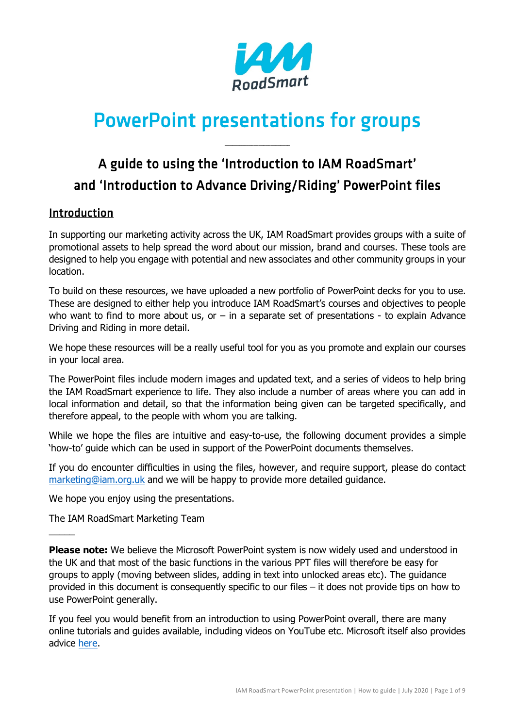# PowerPoint presentations for groups

## A guide to using the 'Introduction to IAM RoadSmart' and 'Introduction to Advance Driving/Riding' PowerPoint files

### Introduction

In supporting our marketing activity across the UK, IAM RoadSmart provides groups with a suite of promotional assets to help spread the word about our mission, brand and courses. These tools are designed to help you engage with potential and new associates and other community groups in your location.

To build on these resources, we have uploaded a new portfolio of PowerPoint decks for you to use. These are designed to either help you introduce IAM RoadSmart's courses and objectives to people who want to find to more about us, or – in a separate set of presentations - to explain Advance Driving and Riding in more detail.

We hope these resources will be a really useful tool for you as you promote and explain our courses in your local area.

The PowerPoint files include modern images and updated text, and a series of videos to help bring the IAM RoadSmart experience to life. They also include a number of areas where you can add in local information and detail, so that the information being given can be targeted specifically, and therefore appeal, to the people with whom you are talking.

While we hope the files are intuitive and easy-to-use, the following document provides a simple 'how-to' guide which can be used in support of the PowerPoint documents themselves.

If you do encounter difficulties in using the files, however, and require support, please do contact marketing@iam.org.uk and we will be happy to provide more detailed guidance.

We hope you enjoy using the presentations.

The IAM RoadSmart Marketing Team

---

**Please note:** We believe the Microsoft PowerPoint system is now widely used and understood in the UK and that most of the basic functions in the various PPT files will therefore be easy for groups to apply (moving between slides, adding in text into unlocked areas etc). The guidance provided in this document is consequently specific to our files – it does not provide tips on how to use PowerPoint generally.

If you feel you would benefit from an introduction to using PowerPoint overall, there are many online tutorials and guides available, including videos on YouTube etc. Microsoft itself also provides advice here.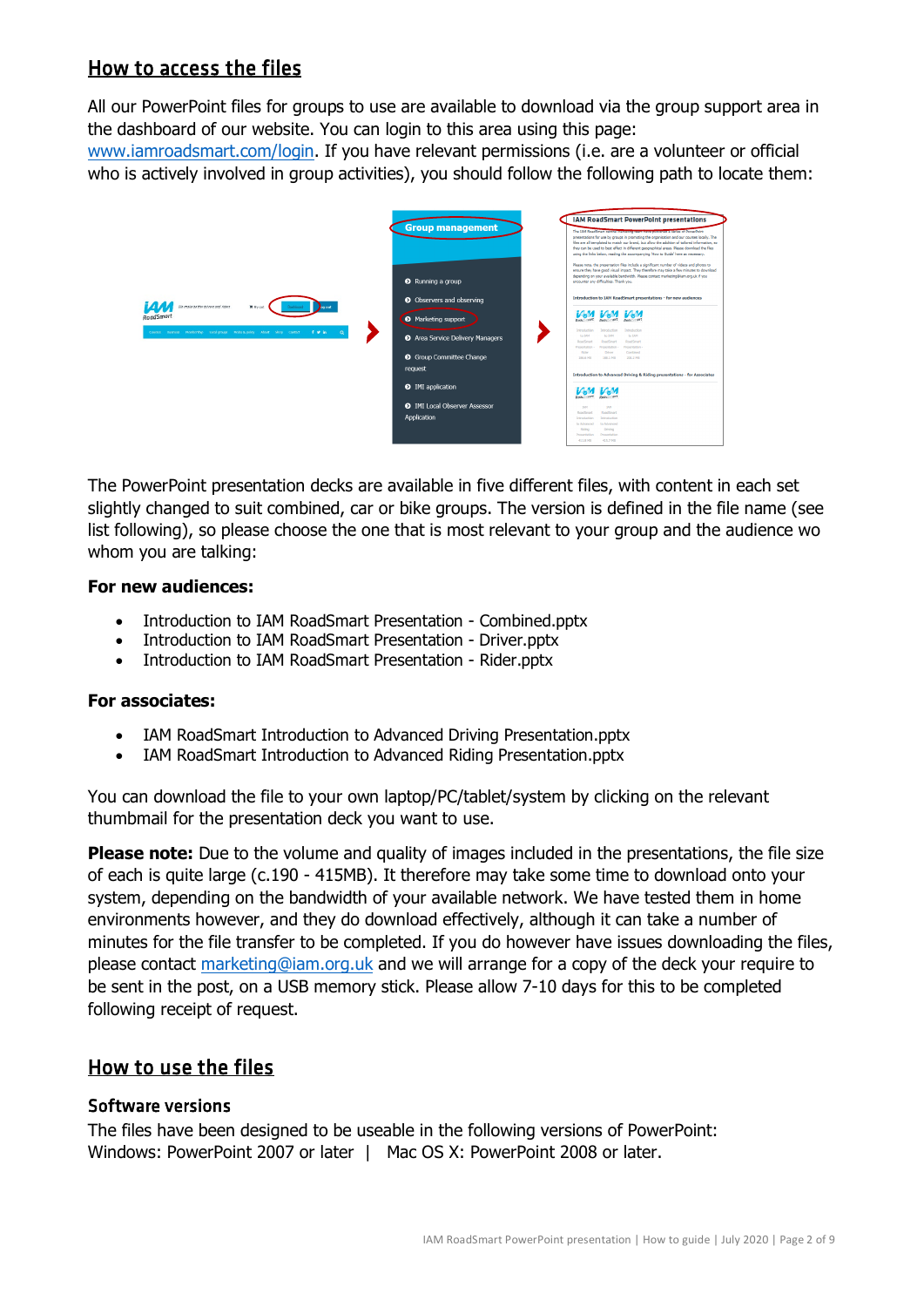## How to access the files

All our PowerPoint files for groups to use are available to download via the group support area in the dashboard of our website. You can login to this area using this page: www.iamroadsmart.com/login. If you have relevant permissions (i.e. are a volunteer or official who is actively involved in group activities), you should follow the following path to locate them:

The PowerPoint presentation decks are available in five different files, with content in each set slightly changed to suit combined, car or bike groups. The version is defined in the file name (see list following), so please choose the one that is most relevant to your group and the audience wo whom you are talking:

**For new audiences:**

- Introduction to IAM RoadSmart Presentation - Combined.pptx
- Introduction to IAM RoadSmart Presentation - Driver.pptx
- Introduction to IAM RoadSmart Presentation - Rider.pptx

**For associates:**

- IAM RoadSmart Introduction to Advanced Driving Presentation.pptx
- IAM RoadSmart Introduction to Advanced Riding Presentation.pptx

You can download the file to your own laptop/PC/tablet/system by clicking on the relevant thumbmail for the presentation deck you want to use.

**Please note:** Due to the volume and quality of images included in the presentations, the file size of each is quite large (c.190 - 415MB). It therefore may take some time to download onto your system, depending on the bandwidth of your available network. We have tested them in home environments however, and they do download effectively, although it can take a number of minutes for the file transfer to be completed. If you do however have issues downloading the files, please contact marketing@iam.org.uk and we will arrange for a copy of the deck your require to be sent in the post, on a USB memory stick. Please allow 7-10 days for this to be completed following receipt of request.

## How to use the files

### Software versions

The files have been designed to be useable in the following versions of PowerPoint:
Windows: PowerPoint 2007 or later | Mac OS X: PowerPoint 2008 or later.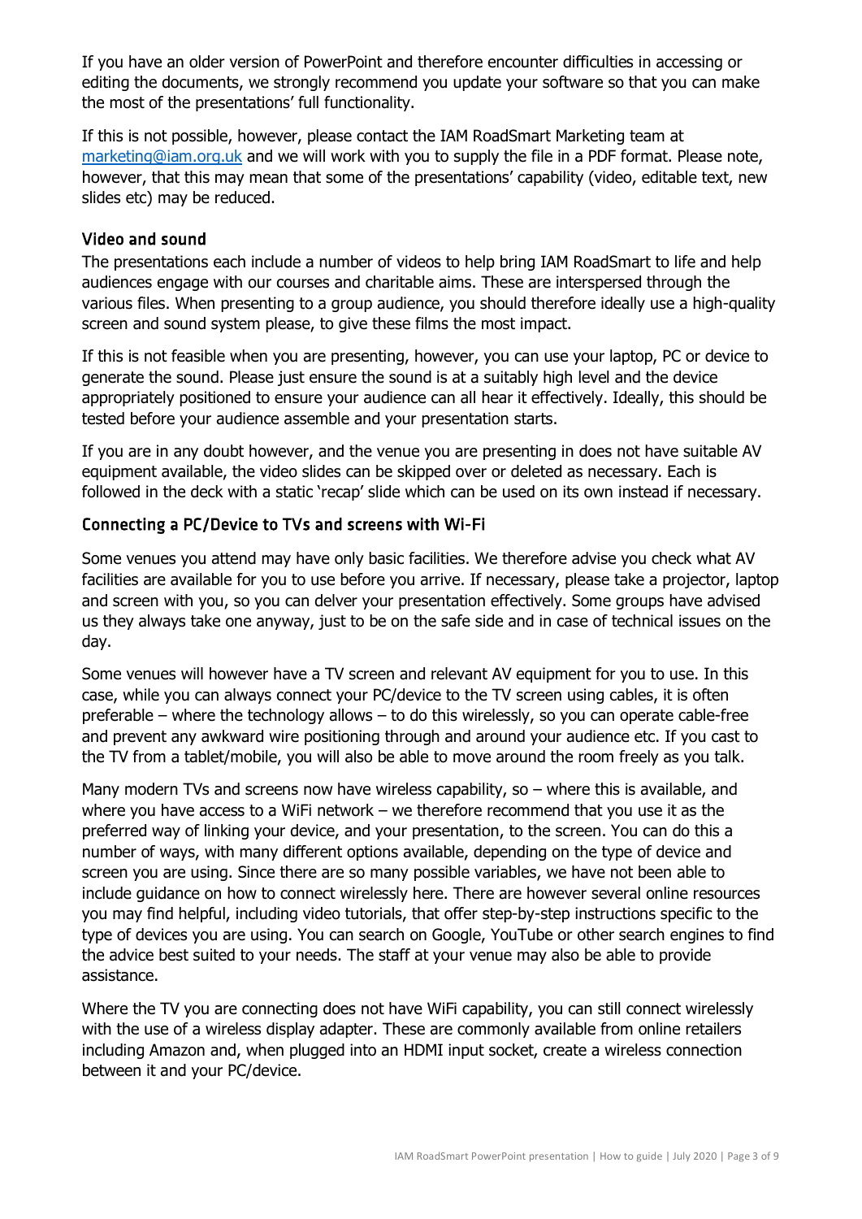If you have an older version of PowerPoint and therefore encounter difficulties in accessing or editing the documents, we strongly recommend you update your software so that you can make the most of the presentations' full functionality.

If this is not possible, however, please contact the IAM RoadSmart Marketing team at [marketing@iam.org.uk](mailto:marketing@iam.org.uk) and we will work with you to supply the file in a PDF format. Please note, however, that this may mean that some of the presentations' capability (video, editable text, new slides etc) may be reduced.

### Video and sound

The presentations each include a number of videos to help bring IAM RoadSmart to life and help audiences engage with our courses and charitable aims. These are interspersed through the various files. When presenting to a group audience, you should therefore ideally use a high-quality screen and sound system please, to give these films the most impact.

If this is not feasible when you are presenting, however, you can use your laptop, PC or device to generate the sound. Please just ensure the sound is at a suitably high level and the device appropriately positioned to ensure your audience can all hear it effectively. Ideally, this should be tested before your audience assemble and your presentation starts.

If you are in any doubt however, and the venue you are presenting in does not have suitable AV equipment available, the video slides can be skipped over or deleted as necessary. Each is followed in the deck with a static 'recap' slide which can be used on its own instead if necessary.

### Connecting a PC/Device to TVs and screens with Wi-Fi

Some venues you attend may have only basic facilities. We therefore advise you check what AV facilities are available for you to use before you arrive. If necessary, please take a projector, laptop and screen with you, so you can delver your presentation effectively. Some groups have advised us they always take one anyway, just to be on the safe side and in case of technical issues on the day.

Some venues will however have a TV screen and relevant AV equipment for you to use. In this case, while you can always connect your PC/device to the TV screen using cables, it is often preferable – where the technology allows – to do this wirelessly, so you can operate cable-free and prevent any awkward wire positioning through and around your audience etc. If you cast to the TV from a tablet/mobile, you will also be able to move around the room freely as you talk.

Many modern TVs and screens now have wireless capability, so – where this is available, and where you have access to a WiFi network – we therefore recommend that you use it as the preferred way of linking your device, and your presentation, to the screen. You can do this a number of ways, with many different options available, depending on the type of device and screen you are using. Since there are so many possible variables, we have not been able to include guidance on how to connect wirelessly here. There are however several online resources you may find helpful, including video tutorials, that offer step-by-step instructions specific to the type of devices you are using. You can search on Google, YouTube or other search engines to find the advice best suited to your needs. The staff at your venue may also be able to provide assistance.

Where the TV you are connecting does not have WiFi capability, you can still connect wirelessly with the use of a wireless display adapter. These are commonly available from online retailers including Amazon and, when plugged into an HDMI input socket, create a wireless connection between it and your PC/device.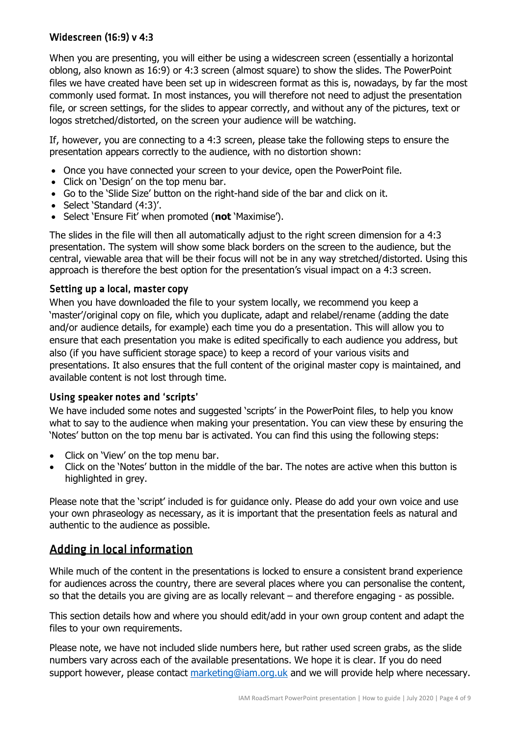### Widescreen (16:9) v 4:3

When you are presenting, you will either be using a widescreen screen (essentially a horizontal oblong, also known as 16:9) or 4:3 screen (almost square) to show the slides. The PowerPoint files we have created have been set up in widescreen format as this is, nowadays, by far the most commonly used format. In most instances, you will therefore not need to adjust the presentation file, or screen settings, for the slides to appear correctly, and without any of the pictures, text or logos stretched/distorted, on the screen your audience will be watching.

If, however, you are connecting to a 4:3 screen, please take the following steps to ensure the presentation appears correctly to the audience, with no distortion shown:

- Once you have connected your screen to your device, open the PowerPoint file.
- Click on 'Design' on the top menu bar.
- Go to the 'Slide Size' button on the right-hand side of the bar and click on it.
- Select 'Standard (4:3)'.
- Select 'Ensure Fit' when promoted (**not** 'Maximise').

The slides in the file will then all automatically adjust to the right screen dimension for a 4:3 presentation. The system will show some black borders on the screen to the audience, but the central, viewable area that will be their focus will not be in any way stretched/distorted. Using this approach is therefore the best option for the presentation's visual impact on a 4:3 screen.

### Setting up a local, master copy

When you have downloaded the file to your system locally, we recommend you keep a 'master'/original copy on file, which you duplicate, adapt and relabel/rename (adding the date and/or audience details, for example) each time you do a presentation. This will allow you to ensure that each presentation you make is edited specifically to each audience you address, but also (if you have sufficient storage space) to keep a record of your various visits and presentations. It also ensures that the full content of the original master copy is maintained, and available content is not lost through time.

### Using speaker notes and 'scripts'

We have included some notes and suggested 'scripts' in the PowerPoint files, to help you know what to say to the audience when making your presentation. You can view these by ensuring the 'Notes' button on the top menu bar is activated. You can find this using the following steps:

- Click on 'View' on the top menu bar.
- Click on the 'Notes' button in the middle of the bar. The notes are active when this button is highlighted in grey.

Please note that the 'script' included is for guidance only. Please do add your own voice and use your own phraseology as necessary, as it is important that the presentation feels as natural and authentic to the audience as possible.

## Adding in local information

While much of the content in the presentations is locked to ensure a consistent brand experience for audiences across the country, there are several places where you can personalise the content, so that the details you are giving are as locally relevant – and therefore engaging - as possible.

This section details how and where you should edit/add in your own group content and adapt the files to your own requirements.

Please note, we have not included slide numbers here, but rather used screen grabs, as the slide numbers vary across each of the available presentations. We hope it is clear. If you do need support however, please contact marketing@iam.org.uk and we will provide help where necessary.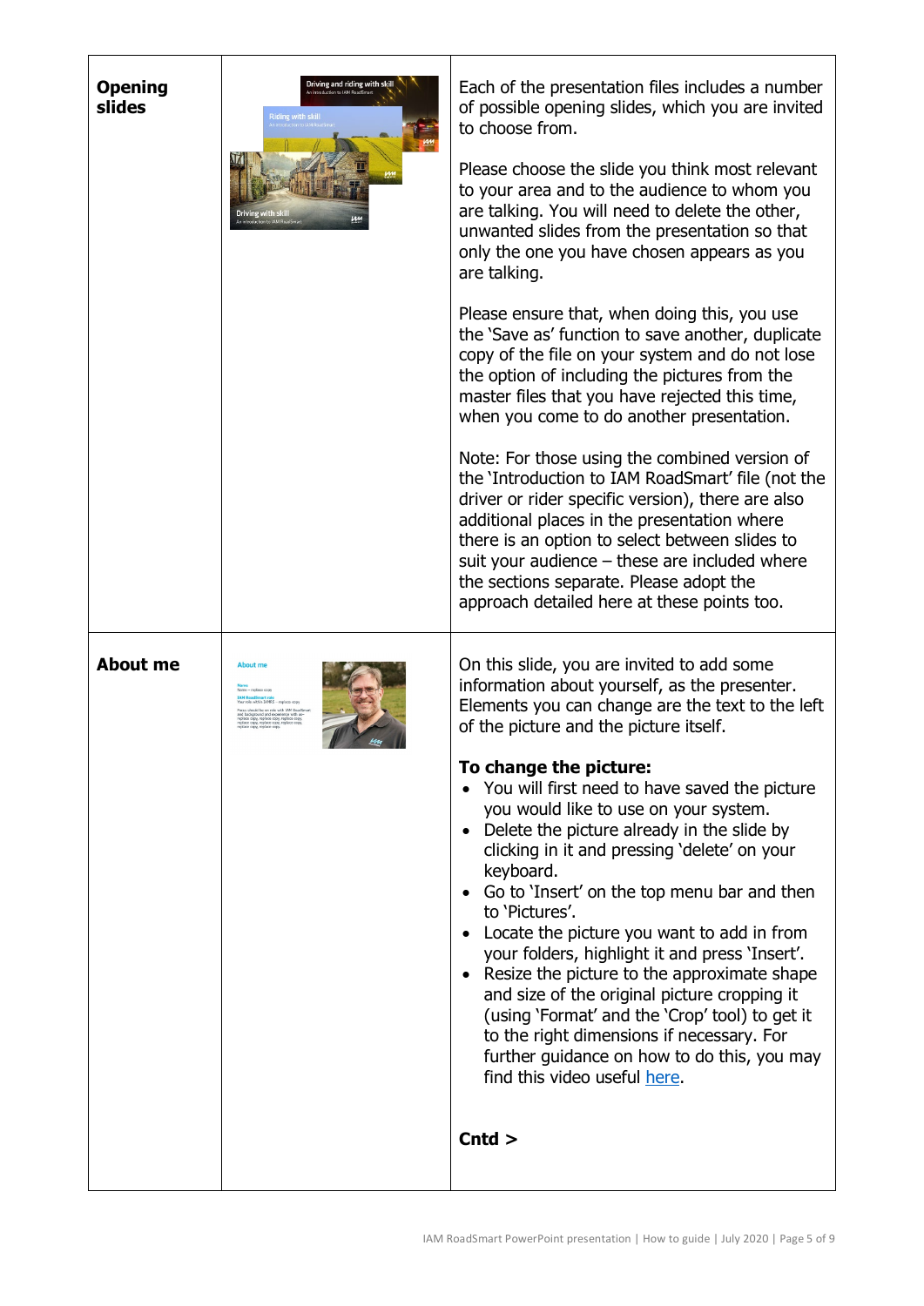| | | |
|---|---|---|
| **Opening slides** | | Each of the presentation files includes a number of possible opening slides, which you are invited to choose from.<br><br>Please choose the slide you think most relevant to your area and to the audience to whom you are talking. You will need to delete the other, unwanted slides from the presentation so that only the one you have chosen appears as you are talking.<br><br>Please ensure that, when doing this, you use the 'Save as' function to save another, duplicate copy of the file on your system and do not lose the option of including the pictures from the master files that you have rejected this time, when you come to do another presentation.<br><br>Note: For those using the combined version of the 'Introduction to IAM RoadSmart' file (not the driver or rider specific version), there are also additional places in the presentation where there is an option to select between slides to suit your audience – these are included where the sections separate. Please adopt the approach detailed here at these points too. |
| **About me** | | On this slide, you are invited to add some information about yourself, as the presenter. Elements you can change are the text to the left of the picture and the picture itself.<br><br>**To change the picture:**<br>• You will first need to have saved the picture you would like to use on your system.<br>• Delete the picture already in the slide by clicking in it and pressing 'delete' on your keyboard.<br>• Go to 'Insert' on the top menu bar and then to 'Pictures'.<br>• Locate the picture you want to add in from your folders, highlight it and press 'Insert'.<br>• Resize the picture to the approximate shape and size of the original picture cropping it (using 'Format' and the 'Crop' tool) to get it to the right dimensions if necessary. For further guidance on how to do this, you may find this video useful here.<br><br>**Cntd >** |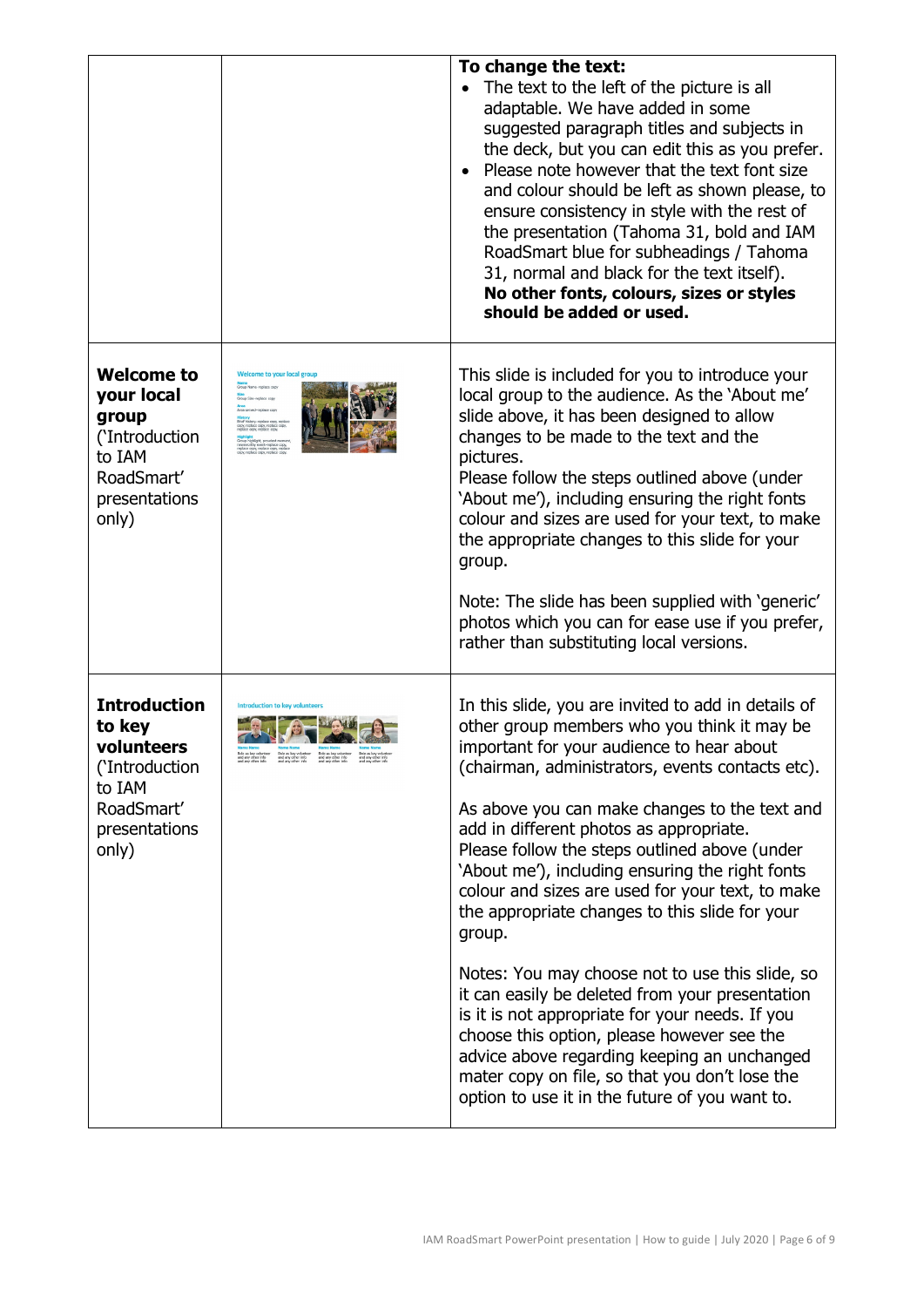| | | |
|---|---|---|
| | | **To change the text:**<br>• The text to the left of the picture is all adaptable. We have added in some suggested paragraph titles and subjects in the deck, but you can edit this as you prefer.<br>• Please note however that the text font size and colour should be left as shown please, to ensure consistency in style with the rest of the presentation (Tahoma 31, bold and IAM RoadSmart blue for subheadings / Tahoma 31, normal and black for the text itself). **No other fonts, colours, sizes or styles should be added or used.** |
| **Welcome to your local group** ('Introduction to IAM RoadSmart' presentations only) | | This slide is included for you to introduce your local group to the audience. As the 'About me' slide above, it has been designed to allow changes to be made to the text and the pictures.<br>Please follow the steps outlined above (under 'About me'), including ensuring the right fonts colour and sizes are used for your text, to make the appropriate changes to this slide for your group.<br><br>Note: The slide has been supplied with 'generic' photos which you can for ease use if you prefer, rather than substituting local versions. |
| **Introduction to key volunteers** ('Introduction to IAM RoadSmart' presentations only) | | In this slide, you are invited to add in details of other group members who you think it may be important for your audience to hear about (chairman, administrators, events contacts etc).<br><br>As above you can make changes to the text and add in different photos as appropriate.<br>Please follow the steps outlined above (under 'About me'), including ensuring the right fonts colour and sizes are used for your text, to make the appropriate changes to this slide for your group.<br><br>Notes: You may choose not to use this slide, so it can easily be deleted from your presentation is it is not appropriate for your needs. If you choose this option, please however see the advice above regarding keeping an unchanged mater copy on file, so that you don't lose the option to use it in the future of you want to. |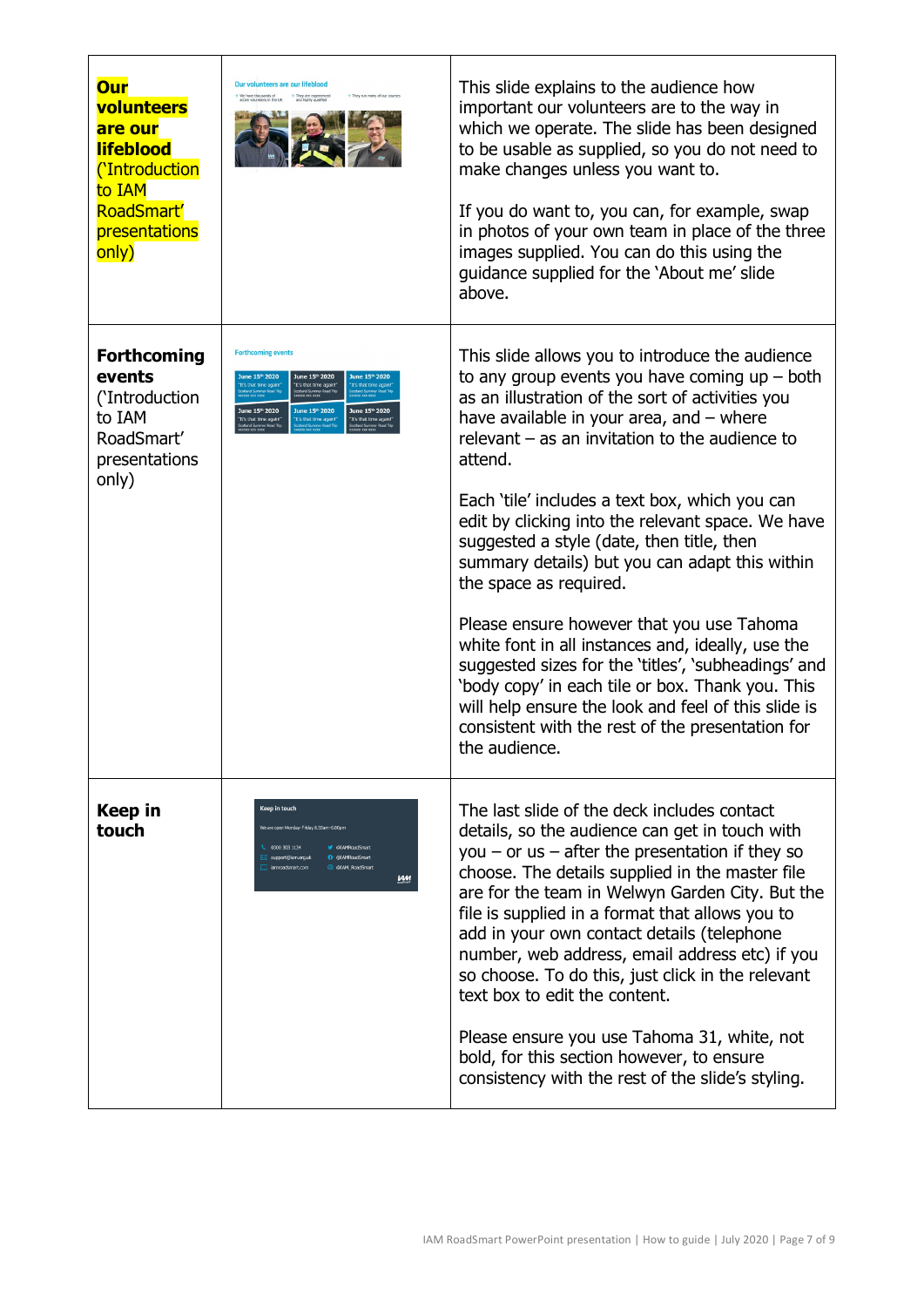| | | |
|---|---|---|
| **Our volunteers are our lifeblood** ('Introduction to IAM RoadSmart' presentations only) | | This slide explains to the audience how important our volunteers are to the way in which we operate. The slide has been designed to be usable as supplied, so you do not need to make changes unless you want to.<br><br>If you do want to, you can, for example, swap in photos of your own team in place of the three images supplied. You can do this using the guidance supplied for the 'About me' slide above. |
| **Forthcoming events** ('Introduction to IAM RoadSmart' presentations only) | | This slide allows you to introduce the audience to any group events you have coming up – both as an illustration of the sort of activities you have available in your area, and – where relevant – as an invitation to the audience to attend.<br><br>Each 'tile' includes a text box, which you can edit by clicking into the relevant space. We have suggested a style (date, then title, then summary details) but you can adapt this within the space as required.<br><br>Please ensure however that you use Tahoma white font in all instances and, ideally, use the suggested sizes for the 'titles', 'subheadings' and 'body copy' in each tile or box. Thank you. This will help ensure the look and feel of this slide is consistent with the rest of the presentation for the audience. |
| **Keep in touch** | | The last slide of the deck includes contact details, so the audience can get in touch with you – or us – after the presentation if they so choose. The details supplied in the master file are for the team in Welwyn Garden City. But the file is supplied in a format that allows you to add in your own contact details (telephone number, web address, email address etc) if you so choose. To do this, just click in the relevant text box to edit the content.<br><br>Please ensure you use Tahoma 31, white, not bold, for this section however, to ensure consistency with the rest of the slide's styling. |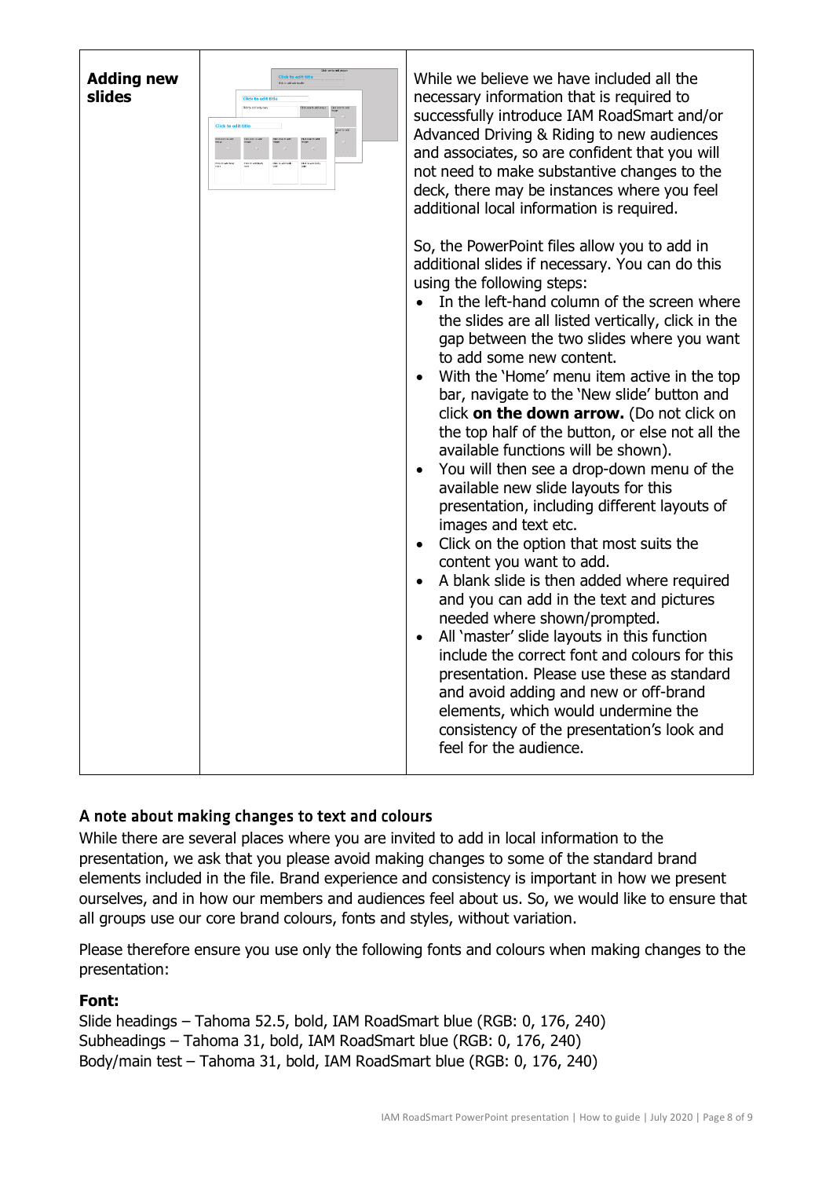| | | |
|---|---|---|
| **Adding new slides** | | While we believe we have included all the necessary information that is required to successfully introduce IAM RoadSmart and/or Advanced Driving & Riding to new audiences and associates, so are confident that you will not need to make substantive changes to the deck, there may be instances where you feel additional local information is required.<br><br>So, the PowerPoint files allow you to add in additional slides if necessary. You can do this using the following steps:<br>• In the left-hand column of the screen where the slides are all listed vertically, click in the gap between the two slides where you want to add some new content.<br>• With the 'Home' menu item active in the top bar, navigate to the 'New slide' button and click **on the down arrow.** (Do not click on the top half of the button, or else not all the available functions will be shown).<br>• You will then see a drop-down menu of the available new slide layouts for this presentation, including different layouts of images and text etc.<br>• Click on the option that most suits the content you want to add.<br>• A blank slide is then added where required and you can add in the text and pictures needed where shown/prompted.<br>• All 'master' slide layouts in this function include the correct font and colours for this presentation. Please use these as standard and avoid adding and new or off-brand elements, which would undermine the consistency of the presentation's look and feel for the audience. |

## A note about making changes to text and colours

While there are several places where you are invited to add in local information to the presentation, we ask that you please avoid making changes to some of the standard brand elements included in the file. Brand experience and consistency is important in how we present ourselves, and in how our members and audiences feel about us. So, we would like to ensure that all groups use our core brand colours, fonts and styles, without variation.

Please therefore ensure you use only the following fonts and colours when making changes to the presentation:

**Font:**

Slide headings – Tahoma 52.5, bold, IAM RoadSmart blue (RGB: 0, 176, 240)
Subheadings – Tahoma 31, bold, IAM RoadSmart blue (RGB: 0, 176, 240)
Body/main test – Tahoma 31, bold, IAM RoadSmart blue (RGB: 0, 176, 240)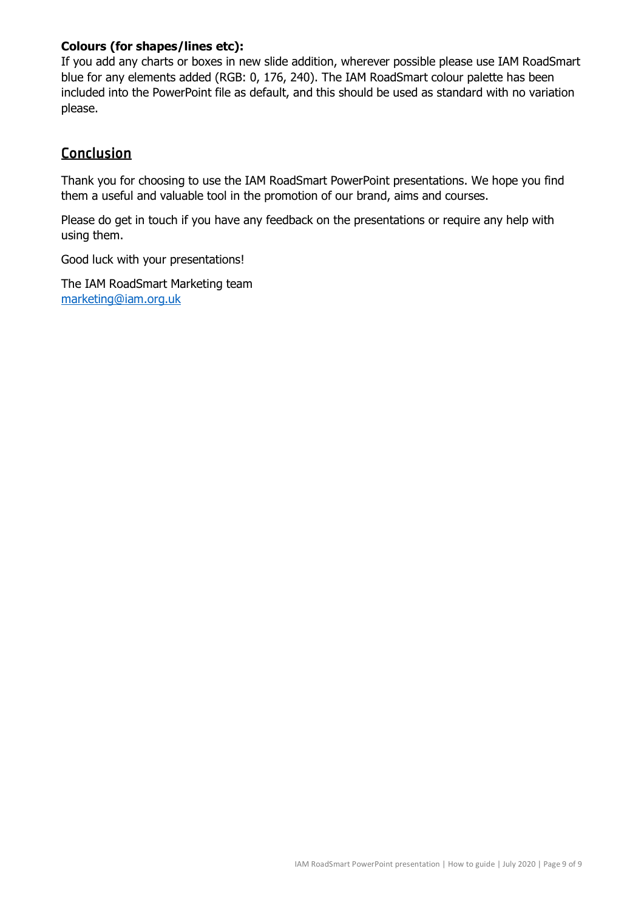**Colours (for shapes/lines etc):**
If you add any charts or boxes in new slide addition, wherever possible please use IAM RoadSmart blue for any elements added (RGB: 0, 176, 240). The IAM RoadSmart colour palette has been included into the PowerPoint file as default, and this should be used as standard with no variation please.

## Conclusion

Thank you for choosing to use the IAM RoadSmart PowerPoint presentations. We hope you find them a useful and valuable tool in the promotion of our brand, aims and courses.

Please do get in touch if you have any feedback on the presentations or require any help with using them.

Good luck with your presentations!

The IAM RoadSmart Marketing team
marketing@iam.org.uk